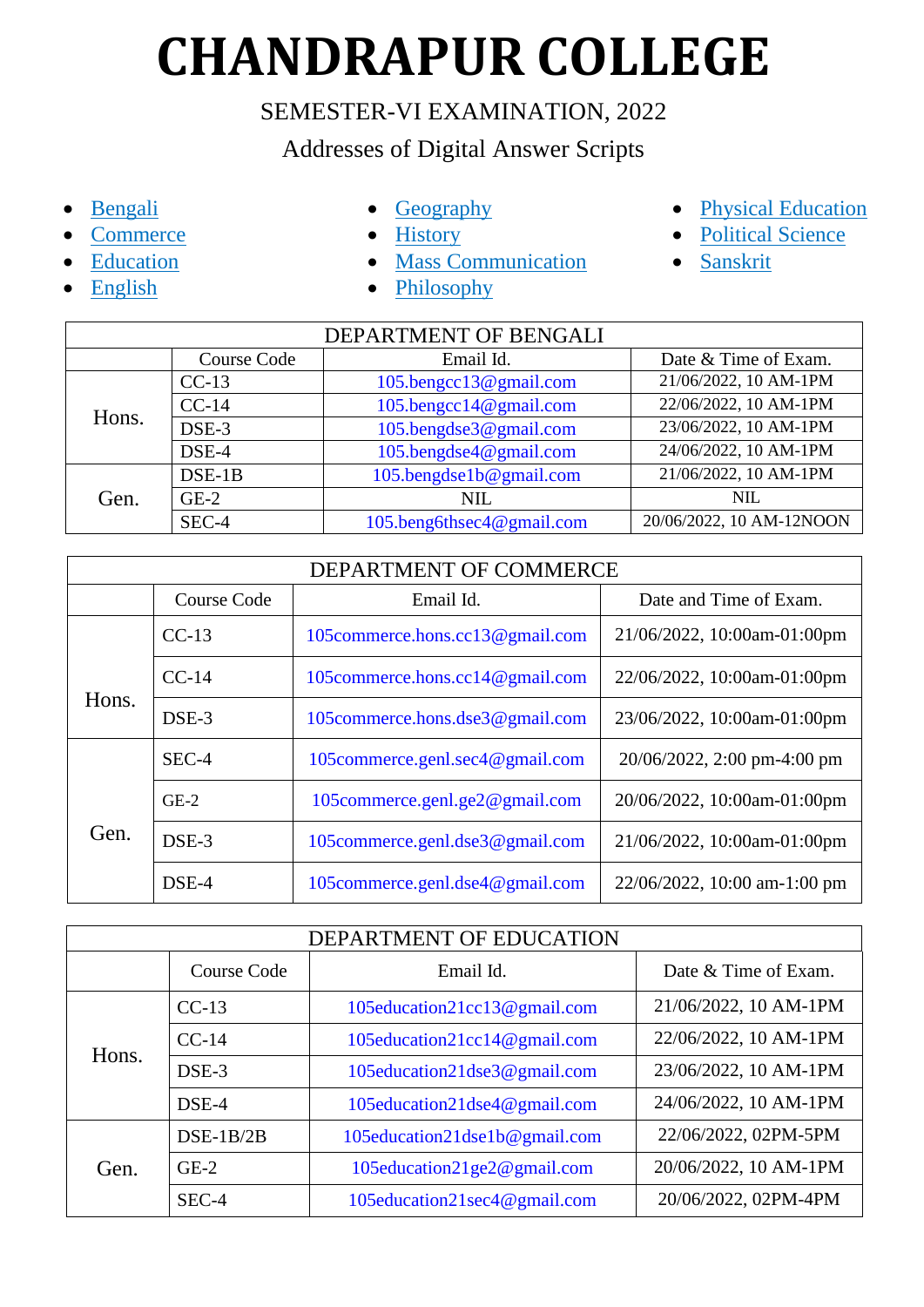# CHANDRAPUR COLLEGE

SEMESTER-VI EXAMINATION, 2022

Addresses of Digital Answer Scripts

- Bengali
- Commerce
- Education
- English
- Geography
- History
- Mass Communication
- Philosophy
- Physical Education
- Political Science
- Sanskrit

| DEPARTMENT OF BENGALI | | | |
|---|---|---|---|
| | Course Code | Email Id. | Date & Time of Exam. |
| Hons. | CC-13 | 105.bengcc13@gmail.com | 21/06/2022, 10 AM-1PM |
| | CC-14 | 105.bengcc14@gmail.com | 22/06/2022, 10 AM-1PM |
| | DSE-3 | 105.bengdse3@gmail.com | 23/06/2022, 10 AM-1PM |
| | DSE-4 | 105.bengdse4@gmail.com | 24/06/2022, 10 AM-1PM |
| Gen. | DSE-1B | 105.bengdse1b@gmail.com | 21/06/2022, 10 AM-1PM |
| | GE-2 | NIL | NIL |
| | SEC-4 | 105.beng6thsec4@gmail.com | 20/06/2022, 10 AM-12NOON |

| DEPARTMENT OF COMMERCE | | | |
|---|---|---|---|
| | Course Code | Email Id. | Date and Time of Exam. |
| Hons. | CC-13 | 105commerce.hons.cc13@gmail.com | 21/06/2022, 10:00am-01:00pm |
| | CC-14 | 105commerce.hons.cc14@gmail.com | 22/06/2022, 10:00am-01:00pm |
| | DSE-3 | 105commerce.hons.dse3@gmail.com | 23/06/2022, 10:00am-01:00pm |
| Gen. | SEC-4 | 105commerce.genl.sec4@gmail.com | 20/06/2022, 2:00 pm-4:00 pm |
| | GE-2 | 105commerce.genl.ge2@gmail.com | 20/06/2022, 10:00am-01:00pm |
| | DSE-3 | 105commerce.genl.dse3@gmail.com | 21/06/2022, 10:00am-01:00pm |
| | DSE-4 | 105commerce.genl.dse4@gmail.com | 22/06/2022, 10:00 am-1:00 pm |

| DEPARTMENT OF EDUCATION | | | |
|---|---|---|---|
| | Course Code | Email Id. | Date & Time of Exam. |
| Hons. | CC-13 | 105education21cc13@gmail.com | 21/06/2022, 10 AM-1PM |
| | CC-14 | 105education21cc14@gmail.com | 22/06/2022, 10 AM-1PM |
| | DSE-3 | 105education21dse3@gmail.com | 23/06/2022, 10 AM-1PM |
| | DSE-4 | 105education21dse4@gmail.com | 24/06/2022, 10 AM-1PM |
| Gen. | DSE-1B/2B | 105education21dse1b@gmail.com | 22/06/2022, 02PM-5PM |
| | GE-2 | 105education21ge2@gmail.com | 20/06/2022, 10 AM-1PM |
| | SEC-4 | 105education21sec4@gmail.com | 20/06/2022, 02PM-4PM |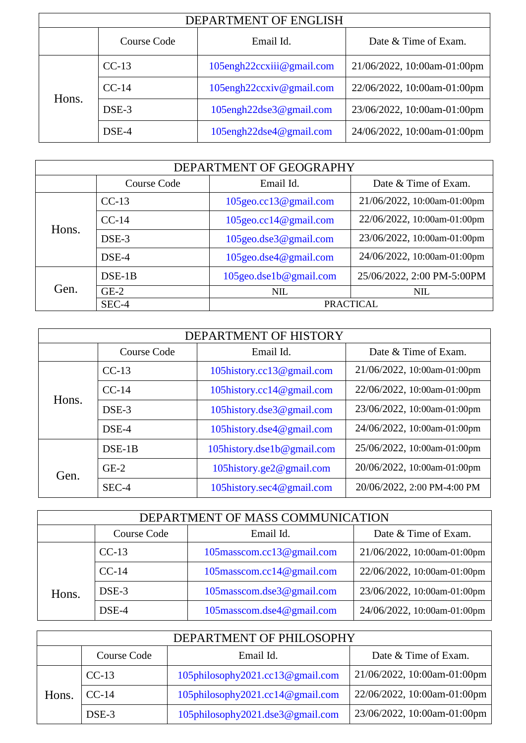| DEPARTMENT OF ENGLISH | | | |
|---|---|---|---|
| | Course Code | Email Id. | Date & Time of Exam. |
| Hons. | CC-13 | 105engh22ccxiii@gmail.com | 21/06/2022, 10:00am-01:00pm |
| | CC-14 | 105engh22ccxiv@gmail.com | 22/06/2022, 10:00am-01:00pm |
| | DSE-3 | 105engh22dse3@gmail.com | 23/06/2022, 10:00am-01:00pm |
| | DSE-4 | 105engh22dse4@gmail.com | 24/06/2022, 10:00am-01:00pm |

| DEPARTMENT OF GEOGRAPHY | | | |
|---|---|---|---|
| | Course Code | Email Id. | Date & Time of Exam. |
| Hons. | CC-13 | 105geo.cc13@gmail.com | 21/06/2022, 10:00am-01:00pm |
| | CC-14 | 105geo.cc14@gmail.com | 22/06/2022, 10:00am-01:00pm |
| | DSE-3 | 105geo.dse3@gmail.com | 23/06/2022, 10:00am-01:00pm |
| | DSE-4 | 105geo.dse4@gmail.com | 24/06/2022, 10:00am-01:00pm |
| Gen. | DSE-1B | 105geo.dse1b@gmail.com | 25/06/2022, 2:00 PM-5:00PM |
| | GE-2 | NIL | NIL |
| | SEC-4 | PRACTICAL | |

| DEPARTMENT OF HISTORY | | | |
|---|---|---|---|
| | Course Code | Email Id. | Date & Time of Exam. |
| Hons. | CC-13 | 105history.cc13@gmail.com | 21/06/2022, 10:00am-01:00pm |
| | CC-14 | 105history.cc14@gmail.com | 22/06/2022, 10:00am-01:00pm |
| | DSE-3 | 105history.dse3@gmail.com | 23/06/2022, 10:00am-01:00pm |
| | DSE-4 | 105history.dse4@gmail.com | 24/06/2022, 10:00am-01:00pm |
| Gen. | DSE-1B | 105history.dse1b@gmail.com | 25/06/2022, 10:00am-01:00pm |
| | GE-2 | 105history.ge2@gmail.com | 20/06/2022, 10:00am-01:00pm |
| | SEC-4 | 105history.sec4@gmail.com | 20/06/2022, 2:00 PM-4:00 PM |

| DEPARTMENT OF MASS COMMUNICATION | | | |
|---|---|---|---|
| | Course Code | Email Id. | Date & Time of Exam. |
| Hons. | CC-13 | 105masscom.cc13@gmail.com | 21/06/2022, 10:00am-01:00pm |
| | CC-14 | 105masscom.cc14@gmail.com | 22/06/2022, 10:00am-01:00pm |
| | DSE-3 | 105masscom.dse3@gmail.com | 23/06/2022, 10:00am-01:00pm |
| | DSE-4 | 105masscom.dse4@gmail.com | 24/06/2022, 10:00am-01:00pm |

| DEPARTMENT OF PHILOSOPHY | | | |
|---|---|---|---|
| | Course Code | Email Id. | Date & Time of Exam. |
| Hons. | CC-13 | 105philosophy2021.cc13@gmail.com | 21/06/2022, 10:00am-01:00pm |
| | CC-14 | 105philosophy2021.cc14@gmail.com | 22/06/2022, 10:00am-01:00pm |
| | DSE-3 | 105philosophy2021.dse3@gmail.com | 23/06/2022, 10:00am-01:00pm |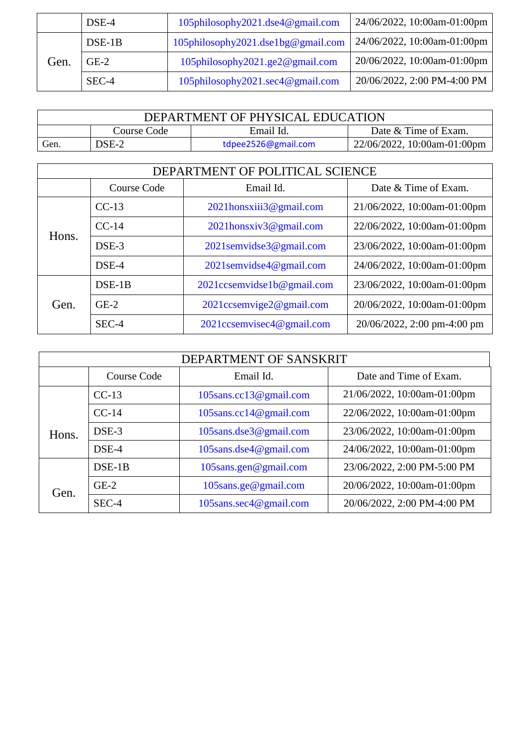| | | | |
|---|---|---|---|
| | DSE-4 | 105philosophy2021.dse4@gmail.com | 24/06/2022, 10:00am-01:00pm |
| Gen. | DSE-1B | 105philosophy2021.dse1bg@gmail.com | 24/06/2022, 10:00am-01:00pm |
| | GE-2 | 105philosophy2021.ge2@gmail.com | 20/06/2022, 10:00am-01:00pm |
| | SEC-4 | 105philosophy2021.sec4@gmail.com | 20/06/2022, 2:00 PM-4:00 PM |

## DEPARTMENT OF PHYSICAL EDUCATION

| | Course Code | Email Id. | Date & Time of Exam. |
|---|---|---|---|
| Gen. | DSE-2 | tdpee2526@gmail.com | 22/06/2022, 10:00am-01:00pm |

## DEPARTMENT OF POLITICAL SCIENCE

| | Course Code | Email Id. | Date & Time of Exam. |
|---|---|---|---|
| Hons. | CC-13 | 2021honsxiii3@gmail.com | 21/06/2022, 10:00am-01:00pm |
| | CC-14 | 2021honsxiv3@gmail.com | 22/06/2022, 10:00am-01:00pm |
| | DSE-3 | 2021semvidse3@gmail.com | 23/06/2022, 10:00am-01:00pm |
| | DSE-4 | 2021semvidse4@gmail.com | 24/06/2022, 10:00am-01:00pm |
| Gen. | DSE-1B | 2021ccsemvidse1b@gmail.com | 23/06/2022, 10:00am-01:00pm |
| | GE-2 | 2021ccsemvige2@gmail.com | 20/06/2022, 10:00am-01:00pm |
| | SEC-4 | 2021ccsemvisec4@gmail.com | 20/06/2022, 2:00 pm-4:00 pm |

## DEPARTMENT OF SANSKRIT

| | Course Code | Email Id. | Date and Time of Exam. |
|---|---|---|---|
| Hons. | CC-13 | 105sans.cc13@gmail.com | 21/06/2022, 10:00am-01:00pm |
| | CC-14 | 105sans.cc14@gmail.com | 22/06/2022, 10:00am-01:00pm |
| | DSE-3 | 105sans.dse3@gmail.com | 23/06/2022, 10:00am-01:00pm |
| | DSE-4 | 105sans.dse4@gmail.com | 24/06/2022, 10:00am-01:00pm |
| Gen. | DSE-1B | 105sans.gen@gmail.com | 23/06/2022, 2:00 PM-5:00 PM |
| | GE-2 | 105sans.ge@gmail.com | 20/06/2022, 10:00am-01:00pm |
| | SEC-4 | 105sans.sec4@gmail.com | 20/06/2022, 2:00 PM-4:00 PM |